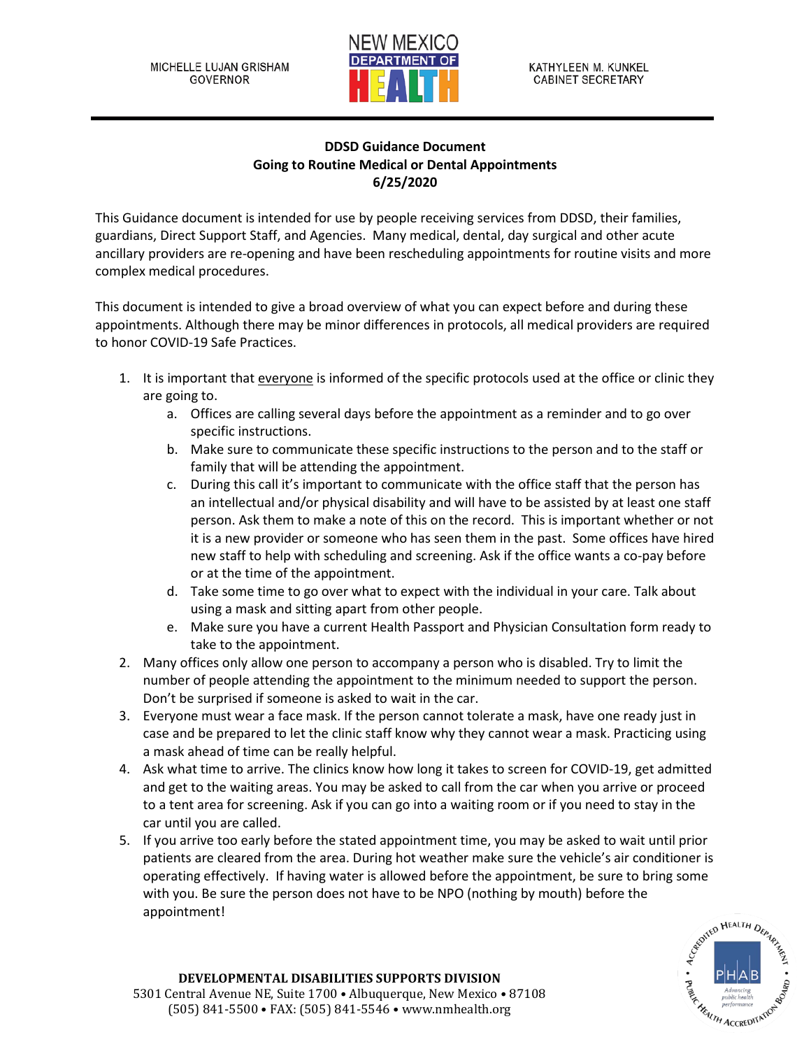MICHELLE LUJAN GRISHAM
GOVERNOR

KATHYLEEN M. KUNKEL
CABINET SECRETARY

**DDSD Guidance Document**
**Going to Routine Medical or Dental Appointments**
**6/25/2020**

This Guidance document is intended for use by people receiving services from DDSD, their families, guardians, Direct Support Staff, and Agencies. Many medical, dental, day surgical and other acute ancillary providers are re-opening and have been rescheduling appointments for routine visits and more complex medical procedures.

This document is intended to give a broad overview of what you can expect before and during these appointments. Although there may be minor differences in protocols, all medical providers are required to honor COVID-19 Safe Practices.

1. It is important that everyone is informed of the specific protocols used at the office or clinic they are going to.
   a. Offices are calling several days before the appointment as a reminder and to go over specific instructions.
   b. Make sure to communicate these specific instructions to the person and to the staff or family that will be attending the appointment.
   c. During this call it's important to communicate with the office staff that the person has an intellectual and/or physical disability and will have to be assisted by at least one staff person. Ask them to make a note of this on the record. This is important whether or not it is a new provider or someone who has seen them in the past. Some offices have hired new staff to help with scheduling and screening. Ask if the office wants a co-pay before or at the time of the appointment.
   d. Take some time to go over what to expect with the individual in your care. Talk about using a mask and sitting apart from other people.
   e. Make sure you have a current Health Passport and Physician Consultation form ready to take to the appointment.
2. Many offices only allow one person to accompany a person who is disabled. Try to limit the number of people attending the appointment to the minimum needed to support the person. Don't be surprised if someone is asked to wait in the car.
3. Everyone must wear a face mask. If the person cannot tolerate a mask, have one ready just in case and be prepared to let the clinic staff know why they cannot wear a mask. Practicing using a mask ahead of time can be really helpful.
4. Ask what time to arrive. The clinics know how long it takes to screen for COVID-19, get admitted and get to the waiting areas. You may be asked to call from the car when you arrive or proceed to a tent area for screening. Ask if you can go into a waiting room or if you need to stay in the car until you are called.
5. If you arrive too early before the stated appointment time, you may be asked to wait until prior patients are cleared from the area. During hot weather make sure the vehicle's air conditioner is operating effectively. If having water is allowed before the appointment, be sure to bring some with you. Be sure the person does not have to be NPO (nothing by mouth) before the appointment!

**DEVELOPMENTAL DISABILITIES SUPPORTS DIVISION**
5301 Central Avenue NE, Suite 1700 • Albuquerque, New Mexico • 87108
(505) 841-5500 • FAX: (505) 841-5546 • www.nmhealth.org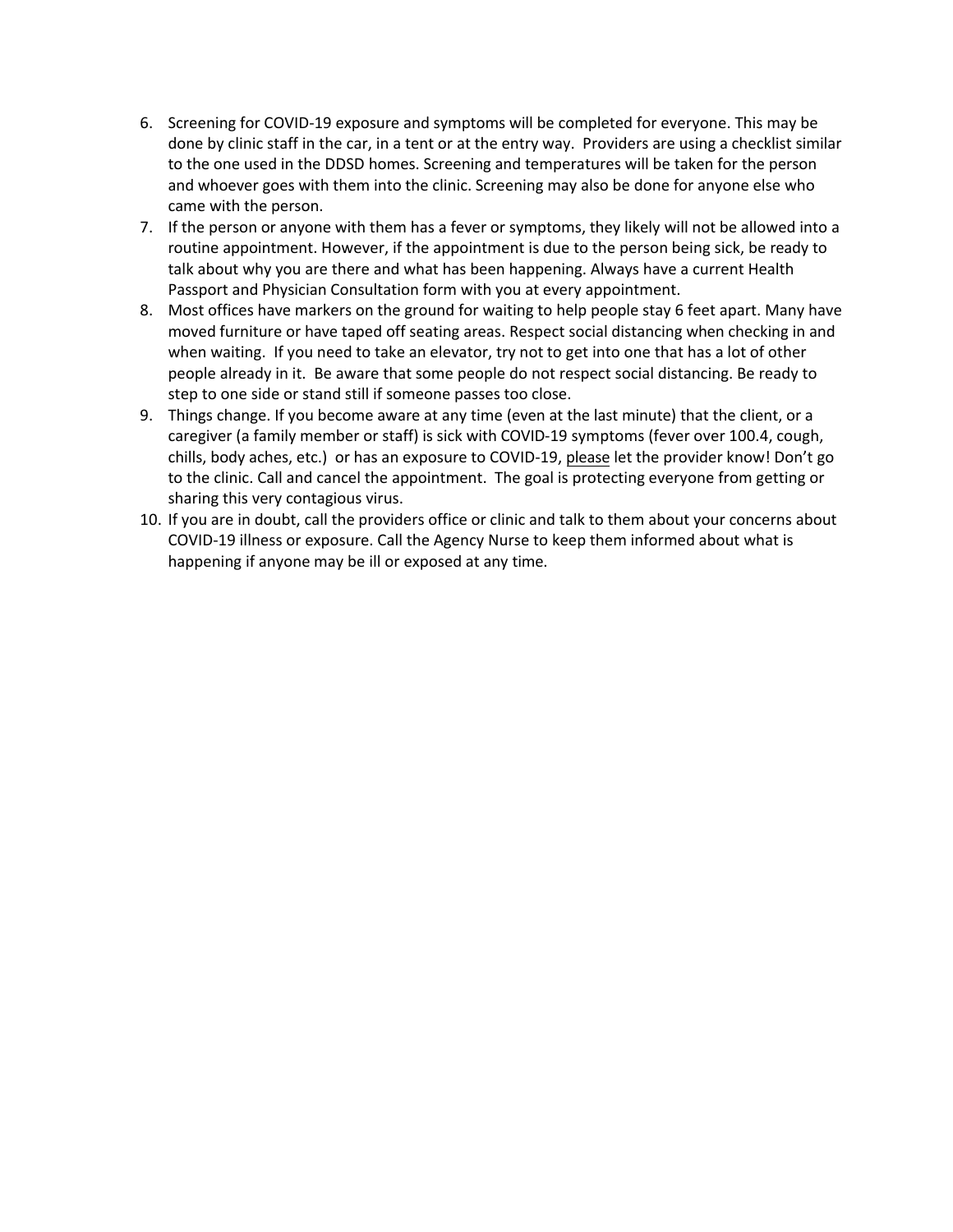6. Screening for COVID-19 exposure and symptoms will be completed for everyone. This may be done by clinic staff in the car, in a tent or at the entry way. Providers are using a checklist similar to the one used in the DDSD homes. Screening and temperatures will be taken for the person and whoever goes with them into the clinic. Screening may also be done for anyone else who came with the person.
7. If the person or anyone with them has a fever or symptoms, they likely will not be allowed into a routine appointment. However, if the appointment is due to the person being sick, be ready to talk about why you are there and what has been happening. Always have a current Health Passport and Physician Consultation form with you at every appointment.
8. Most offices have markers on the ground for waiting to help people stay 6 feet apart. Many have moved furniture or have taped off seating areas. Respect social distancing when checking in and when waiting. If you need to take an elevator, try not to get into one that has a lot of other people already in it. Be aware that some people do not respect social distancing. Be ready to step to one side or stand still if someone passes too close.
9. Things change. If you become aware at any time (even at the last minute) that the client, or a caregiver (a family member or staff) is sick with COVID-19 symptoms (fever over 100.4, cough, chills, body aches, etc.) or has an exposure to COVID-19, please let the provider know! Don't go to the clinic. Call and cancel the appointment. The goal is protecting everyone from getting or sharing this very contagious virus.
10. If you are in doubt, call the providers office or clinic and talk to them about your concerns about COVID-19 illness or exposure. Call the Agency Nurse to keep them informed about what is happening if anyone may be ill or exposed at any time.